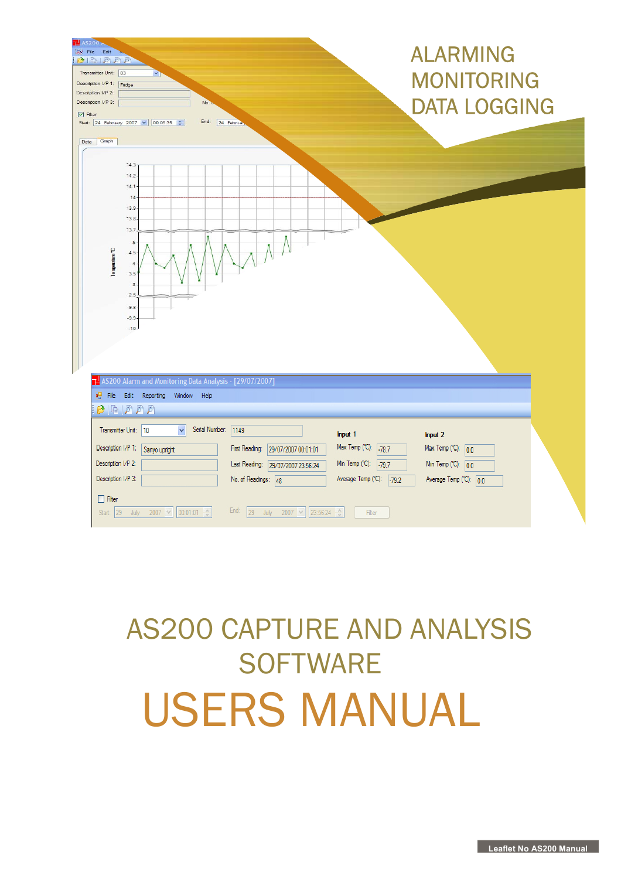ALARMING
MONITORING
DATA LOGGING

# AS200 CAPTURE AND ANALYSIS SOFTWARE

# USERS MANUAL

Leaflet No AS200 Manual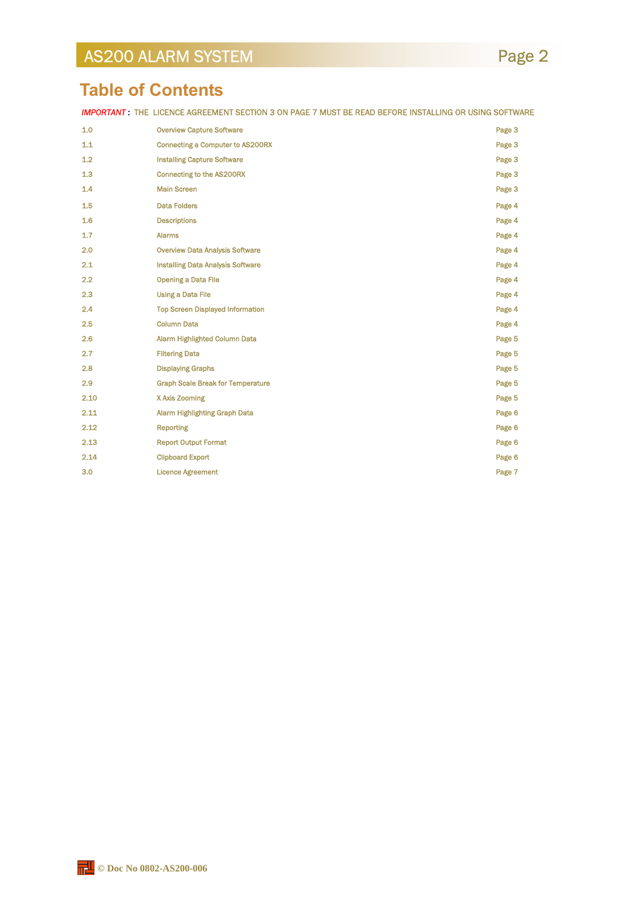# Table of Contents

*IMPORTANT* : THE LICENCE AGREEMENT SECTION 3 ON PAGE 7 MUST BE READ BEFORE INSTALLING OR USING SOFTWARE

| | | |
|---|---|---|
| 1.0 | Overview Capture Software | Page 3 |
| 1.1 | Connecting a Computer to AS200RX | Page 3 |
| 1.2 | Installing Capture Software | Page 3 |
| 1.3 | Connecting to the AS200RX | Page 3 |
| 1.4 | Main Screen | Page 3 |
| 1.5 | Data Folders | Page 4 |
| 1.6 | Descriptions | Page 4 |
| 1.7 | Alarms | Page 4 |
| 2.0 | Overview Data Analysis Software | Page 4 |
| 2.1 | Installing Data Analysis Software | Page 4 |
| 2.2 | Opening a Data File | Page 4 |
| 2.3 | Using a Data File | Page 4 |
| 2.4 | Top Screen Displayed Information | Page 4 |
| 2.5 | Column Data | Page 4 |
| 2.6 | Alarm Highlighted Column Data | Page 5 |
| 2.7 | Filtering Data | Page 5 |
| 2.8 | Displaying Graphs | Page 5 |
| 2.9 | Graph Scale Break for Temperature | Page 5 |
| 2.10 | X Axis Zooming | Page 5 |
| 2.11 | Alarm Highlighting Graph Data | Page 6 |
| 2.12 | Reporting | Page 6 |
| 2.13 | Report Output Format | Page 6 |
| 2.14 | Clipboard Export | Page 6 |
| 3.0 | Licence Agreement | Page 7 |

© Doc No 0802-AS200-006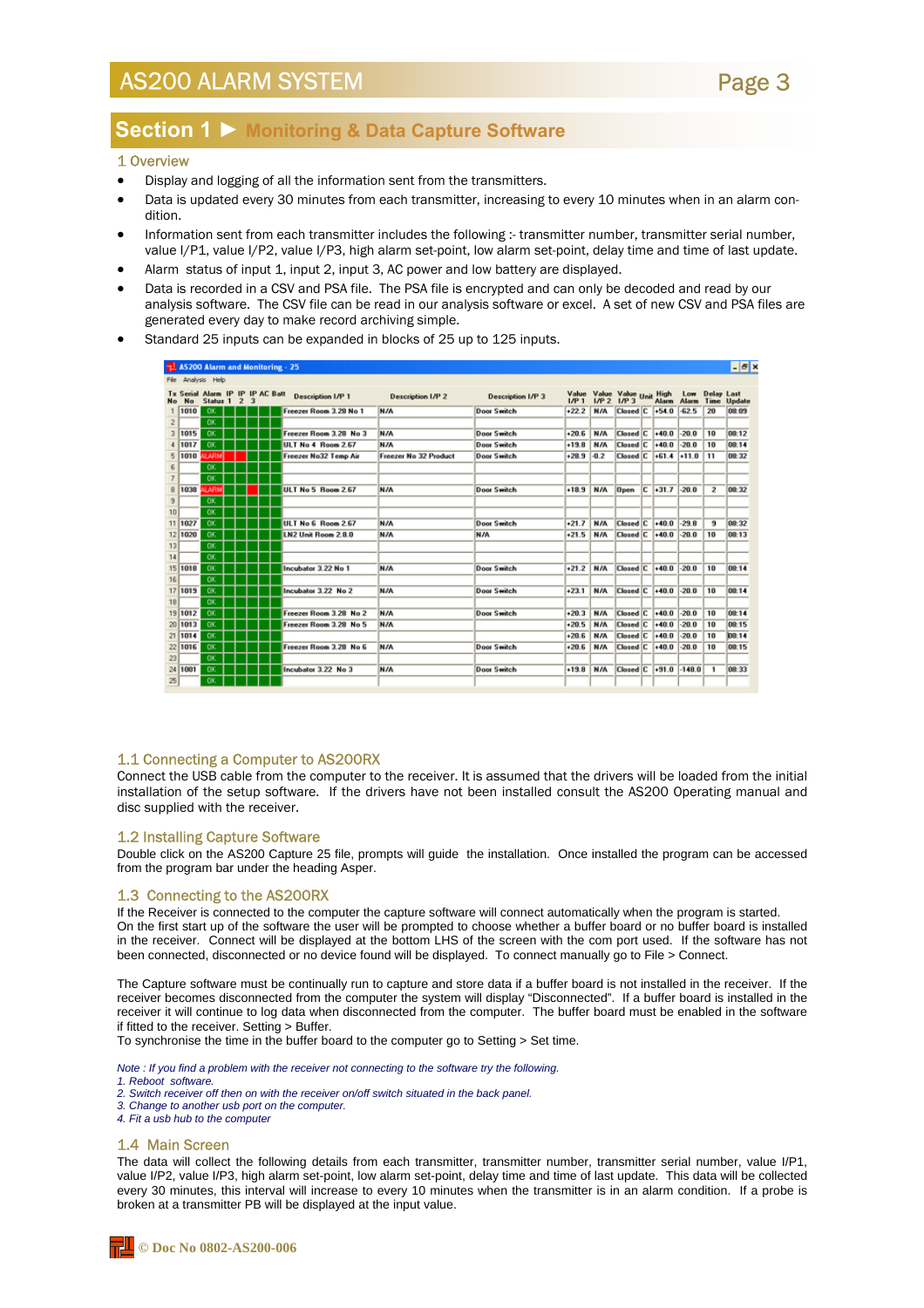# Section 1 ▶ Monitoring & Data Capture Software

## 1 Overview

- Display and logging of all the information sent from the transmitters.
- Data is updated every 30 minutes from each transmitter, increasing to every 10 minutes when in an alarm condition.
- Information sent from each transmitter includes the following :- transmitter number, transmitter serial number, value I/P1, value I/P2, value I/P3, high alarm set-point, low alarm set-point, delay time and time of last update.
- Alarm status of input 1, input 2, input 3, AC power and low battery are displayed.
- Data is recorded in a CSV and PSA file. The PSA file is encrypted and can only be decoded and read by our analysis software. The CSV file can be read in our analysis software or excel. A set of new CSV and PSA files are generated every day to make record archiving simple.
- Standard 25 inputs can be expanded in blocks of 25 up to 125 inputs.

AS200 Alarm and Monitoring - 25

File Analysis Help

| Tx No | Serial No | Alarm Status | IP 1 | IP 2 | IP 3 | AC | Batt | Description I/P 1 | Description I/P 2 | Description I/P 3 | Value I/P 1 | Value I/P 2 | Value I/P 3 | Unit | High Alarm | Low Alarm | Delay Time | Last Update |
|---|---|---|---|---|---|---|---|---|---|---|---|---|---|---|---|---|---|---|
| 1 | 1010 | OK | | | | | | Freezer Room 3.28 No 1 | N/A | Door Switch | +22.2 | N/A | Closed | C | +54.0 | -62.5 | 20 | 08:09 |
| 2 | | OK | | | | | | | | | | | | | | | | |
| 3 | 1015 | OK | | | | | | Freezer Room 3.28 No 3 | N/A | Door Switch | +20.6 | N/A | Closed | C | +40.0 | -20.0 | 10 | 08:12 |
| 4 | 1017 | OK | | | | | | ULT No 4 Room 2.67 | N/A | Door Switch | +19.8 | N/A | Closed | C | +40.0 | -20.0 | 10 | 08:14 |
| 5 | 1010 | ALARM | | | | | | Freezer No32 Temp Air | Freezer No 32 Product | Door Switch | +28.9 | -0.2 | Closed | C | +61.4 | +11.0 | 11 | 08:32 |
| 6 | | OK | | | | | | | | | | | | | | | | |
| 7 | | OK | | | | | | | | | | | | | | | | |
| 8 | 1038 | ALARM | | | | | | ULT No 5 Room 2.67 | N/A | Door Switch | +18.9 | N/A | Open | C | +31.7 | -20.0 | 2 | 08:32 |
| 9 | | OK | | | | | | | | | | | | | | | | |
| 10 | | OK | | | | | | | | | | | | | | | | |
| 11 | 1027 | OK | | | | | | ULT No 6 Room 2.67 | N/A | Door Switch | +21.7 | N/A | Closed | C | +40.0 | -29.8 | 9 | 08:32 |
| 12 | 1020 | OK | | | | | | LN2 Unit Room 2.8.0 | N/A | N/A | +21.5 | N/A | Closed | C | +40.0 | -20.0 | 10 | 08:13 |
| 13 | | OK | | | | | | | | | | | | | | | | |
| 14 | | OK | | | | | | | | | | | | | | | | |
| 15 | 1018 | OK | | | | | | Incubator 3.22 No 1 | N/A | Door Switch | +21.2 | N/A | Closed | C | +40.0 | -20.0 | 10 | 08:14 |
| 16 | | OK | | | | | | | | | | | | | | | | |
| 17 | 1019 | OK | | | | | | Incubator 3.22 No 2 | N/A | Door Switch | +23.1 | N/A | Closed | C | +40.0 | -20.0 | 10 | 08:14 |
| 18 | | OK | | | | | | | | | | | | | | | | |
| 19 | 1012 | OK | | | | | | Freezer Room 3.28 No 2 | N/A | Door Switch | +20.3 | N/A | Closed | C | +40.0 | -20.0 | 10 | 08:14 |
| 20 | 1013 | OK | | | | | | Freezer Room 3.28 No 5 | N/A | | +20.5 | N/A | Closed | C | +40.0 | -20.0 | 10 | 08:15 |
| 21 | 1014 | OK | | | | | | | | | +20.6 | N/A | Closed | C | +40.0 | -20.0 | 10 | 08:14 |
| 22 | 1016 | OK | | | | | | Freezer Room 3.28 No 6 | N/A | Door Switch | +20.6 | N/A | Closed | C | +40.0 | -20.0 | 10 | 08:15 |
| 23 | | OK | | | | | | | | | | | | | | | | |
| 24 | 1001 | OK | | | | | | Incubator 3.22 No 3 | N/A | Door Switch | +19.8 | N/A | Closed | C | +91.0 | -148.0 | 1 | 08:33 |
| 25 | | OK | | | | | | | | | | | | | | | | |

## 1.1 Connecting a Computer to AS200RX

Connect the USB cable from the computer to the receiver. It is assumed that the drivers will be loaded from the initial installation of the setup software. If the drivers have not been installed consult the AS200 Operating manual and disc supplied with the receiver.

## 1.2 Installing Capture Software

Double click on the AS200 Capture 25 file, prompts will guide the installation. Once installed the program can be accessed from the program bar under the heading Asper.

## 1.3 Connecting to the AS200RX

If the Receiver is connected to the computer the capture software will connect automatically when the program is started. On the first start up of the software the user will be prompted to choose whether a buffer board or no buffer board is installed in the receiver. Connect will be displayed at the bottom LHS of the screen with the com port used. If the software has not been connected, disconnected or no device found will be displayed. To connect manually go to File > Connect.

The Capture software must be continually run to capture and store data if a buffer board is not installed in the receiver. If the receiver becomes disconnected from the computer the system will display "Disconnected". If a buffer board is installed in the receiver it will continue to log data when disconnected from the computer. The buffer board must be enabled in the software if fitted to the receiver. Setting > Buffer.
To synchronise the time in the buffer board to the computer go to Setting > Set time.

*Note : If you find a problem with the receiver not connecting to the software try the following.*
*1. Reboot software.*
*2. Switch receiver off then on with the receiver on/off switch situated in the back panel.*
*3. Change to another usb port on the computer.*
*4. Fit a usb hub to the computer*

## 1.4 Main Screen

The data will collect the following details from each transmitter, transmitter number, transmitter serial number, value I/P1, value I/P2, value I/P3, high alarm set-point, low alarm set-point, delay time and time of last update. This data will be collected every 30 minutes, this interval will increase to every 10 minutes when the transmitter is in an alarm condition. If a probe is broken at a transmitter PB will be displayed at the input value.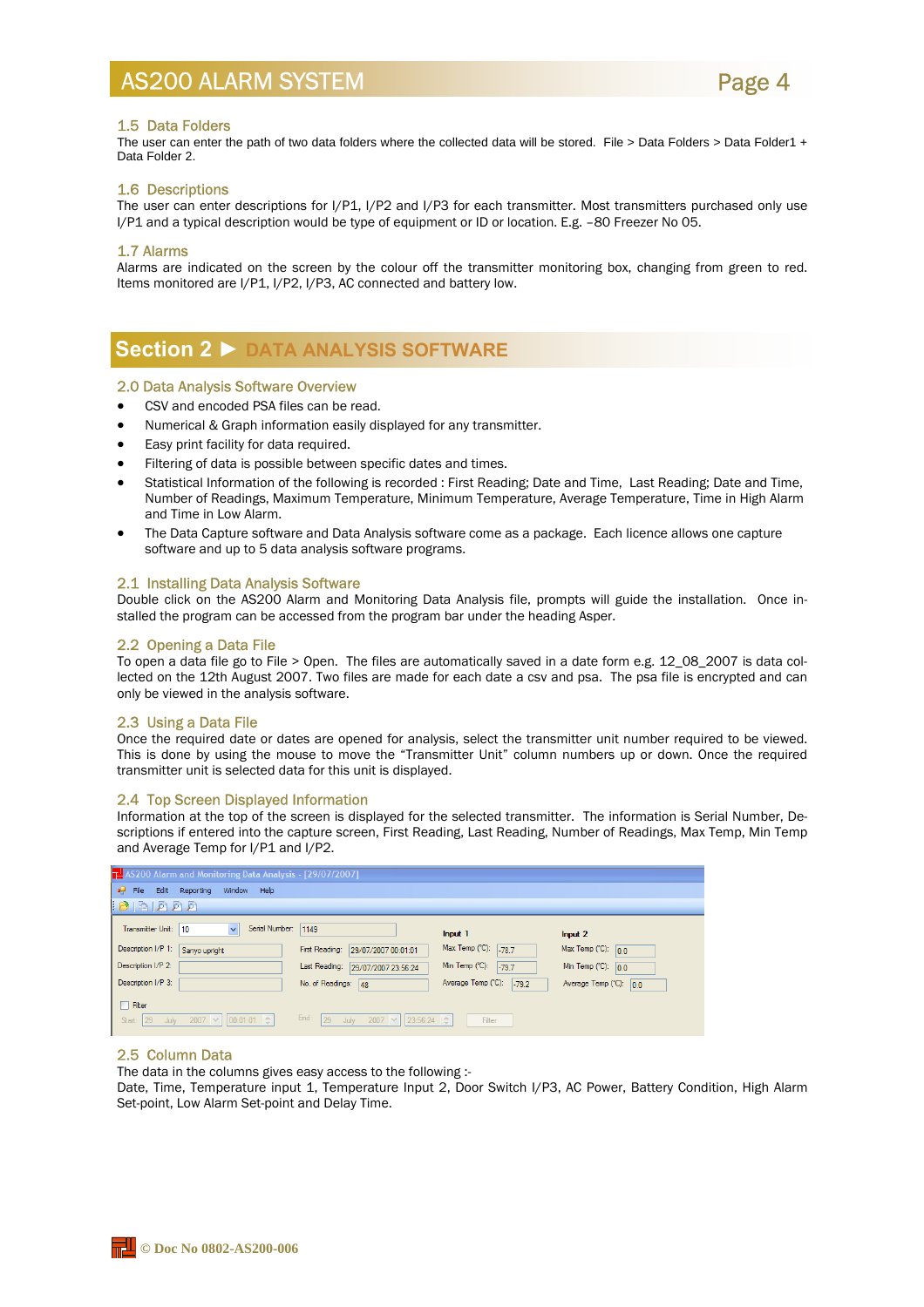### 1.5 Data Folders

The user can enter the path of two data folders where the collected data will be stored. File > Data Folders > Data Folder1 + Data Folder 2.

### 1.6 Descriptions

The user can enter descriptions for I/P1, I/P2 and I/P3 for each transmitter. Most transmitters purchased only use I/P1 and a typical description would be type of equipment or ID or location. E.g. –80 Freezer No 05.

### 1.7 Alarms

Alarms are indicated on the screen by the colour off the transmitter monitoring box, changing from green to red. Items monitored are I/P1, I/P2, I/P3, AC connected and battery low.

## Section 2 ► DATA ANALYSIS SOFTWARE

### 2.0 Data Analysis Software Overview

- CSV and encoded PSA files can be read.
- Numerical & Graph information easily displayed for any transmitter.
- Easy print facility for data required.
- Filtering of data is possible between specific dates and times.
- Statistical Information of the following is recorded : First Reading; Date and Time, Last Reading; Date and Time, Number of Readings, Maximum Temperature, Minimum Temperature, Average Temperature, Time in High Alarm and Time in Low Alarm.
- The Data Capture software and Data Analysis software come as a package. Each licence allows one capture software and up to 5 data analysis software programs.

### 2.1 Installing Data Analysis Software

Double click on the AS200 Alarm and Monitoring Data Analysis file, prompts will guide the installation. Once installed the program can be accessed from the program bar under the heading Asper.

### 2.2 Opening a Data File

To open a data file go to File > Open. The files are automatically saved in a date form e.g. 12_08_2007 is data collected on the 12th August 2007. Two files are made for each date a csv and psa. The psa file is encrypted and can only be viewed in the analysis software.

### 2.3 Using a Data File

Once the required date or dates are opened for analysis, select the transmitter unit number required to be viewed. This is done by using the mouse to move the "Transmitter Unit" column numbers up or down. Once the required transmitter unit is selected data for this unit is displayed.

### 2.4 Top Screen Displayed Information

Information at the top of the screen is displayed for the selected transmitter. The information is Serial Number, Descriptions if entered into the capture screen, First Reading, Last Reading, Number of Readings, Max Temp, Min Temp and Average Temp for I/P1 and I/P2.

### 2.5 Column Data

The data in the columns gives easy access to the following :-

Date, Time, Temperature input 1, Temperature Input 2, Door Switch I/P3, AC Power, Battery Condition, High Alarm Set-point, Low Alarm Set-point and Delay Time.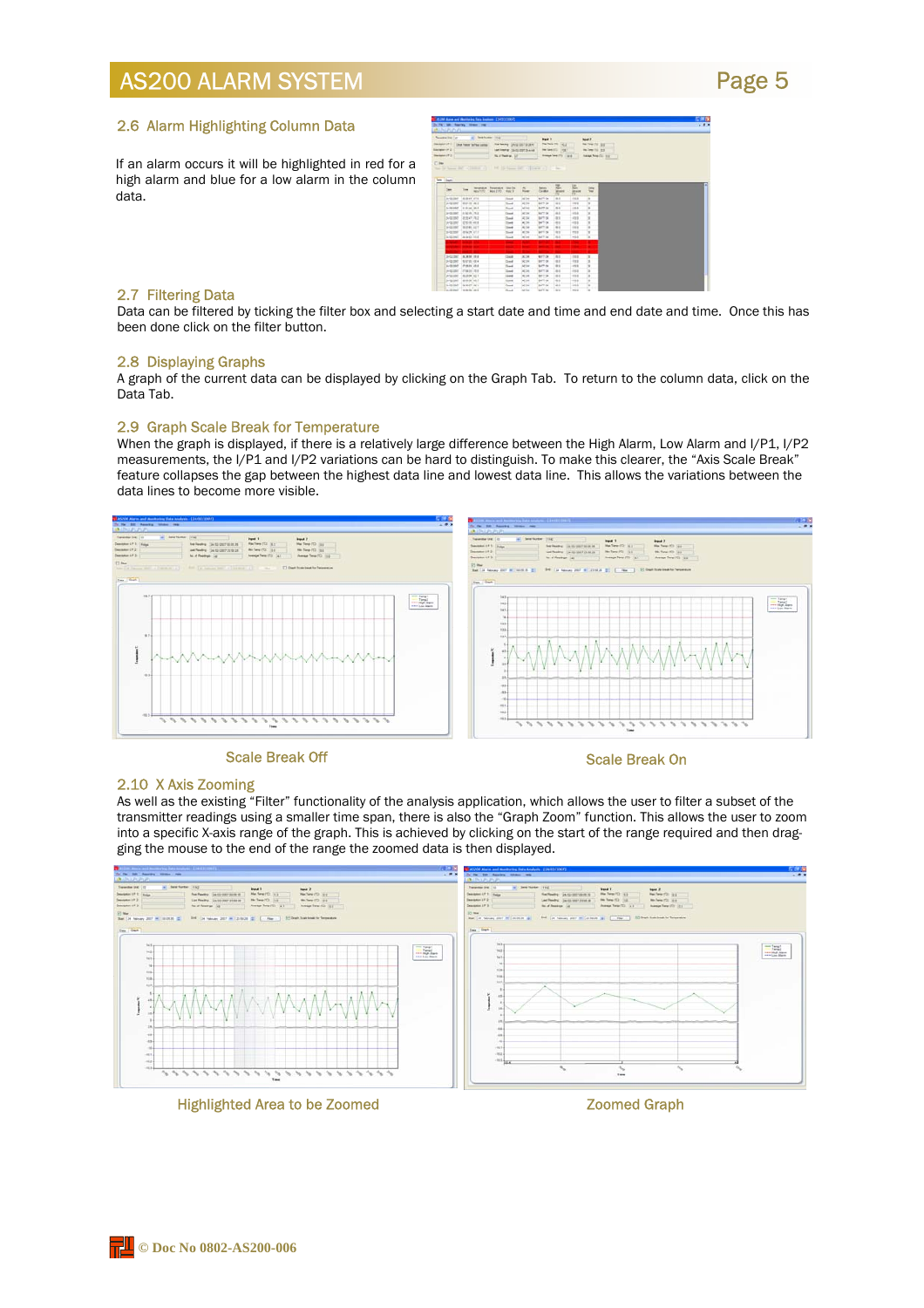## 2.6 Alarm Highlighting Column Data

If an alarm occurs it will be highlighted in red for a high alarm and blue for a low alarm in the column data.

## 2.7 Filtering Data

Data can be filtered by ticking the filter box and selecting a start date and time and end date and time. Once this has been done click on the filter button.

## 2.8 Displaying Graphs

A graph of the current data can be displayed by clicking on the Graph Tab. To return to the column data, click on the Data Tab.

## 2.9 Graph Scale Break for Temperature

When the graph is displayed, if there is a relatively large difference between the High Alarm, Low Alarm and I/P1, I/P2 measurements, the I/P1 and I/P2 variations can be hard to distinguish. To make this clearer, the "Axis Scale Break" feature collapses the gap between the highest data line and lowest data line. This allows the variations between the data lines to become more visible.

Scale Break Off

Scale Break On

## 2.10 X Axis Zooming

As well as the existing "Filter" functionality of the analysis application, which allows the user to filter a subset of the transmitter readings using a smaller time span, there is also the "Graph Zoom" function. This allows the user to zoom into a specific X-axis range of the graph. This is achieved by clicking on the start of the range required and then dragging the mouse to the end of the range the zoomed data is then displayed.

Highlighted Area to be Zoomed

Zoomed Graph

© Doc No 0802-AS200-006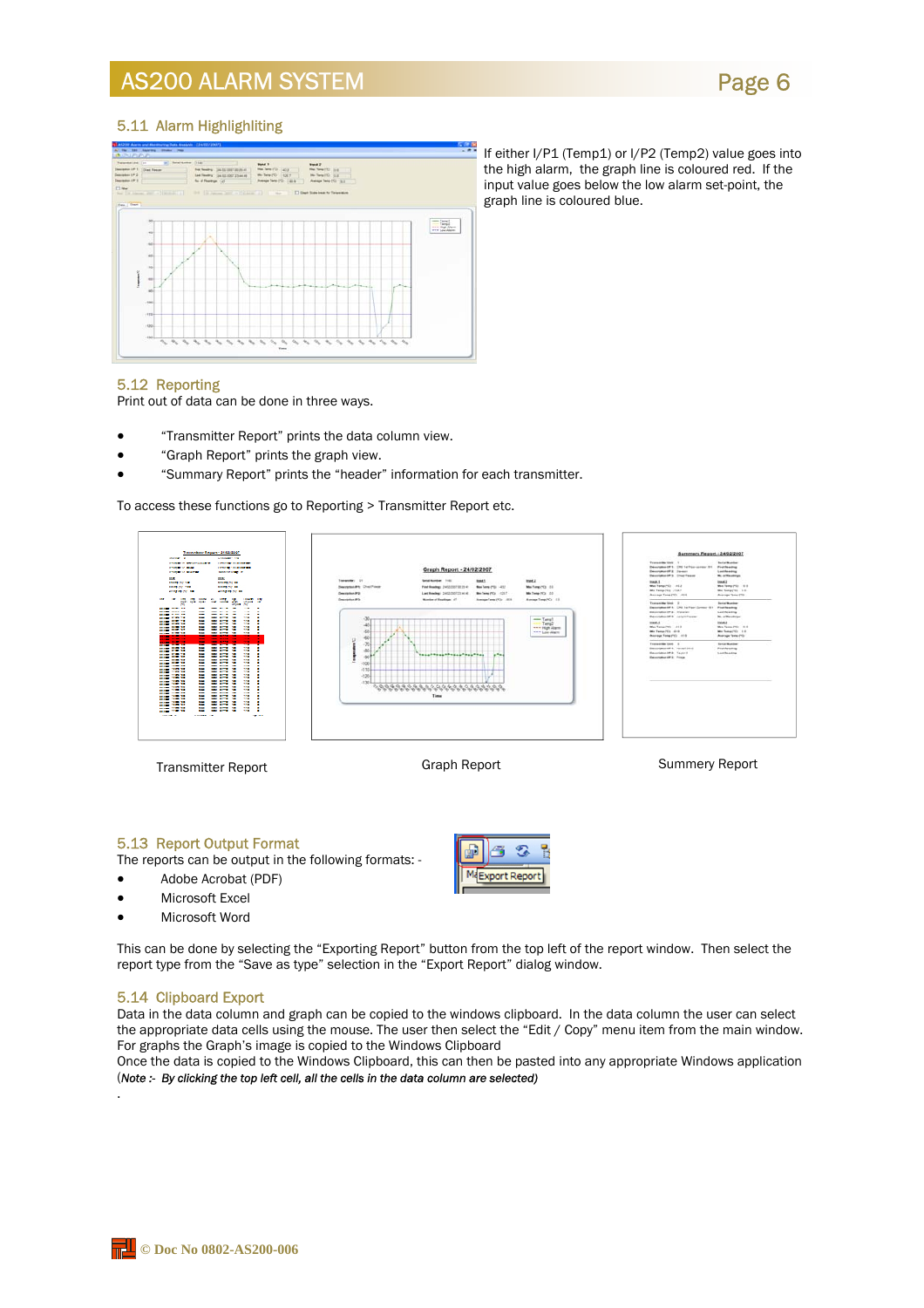## 5.11 Alarm Highlighting

If either I/P1 (Temp1) or I/P2 (Temp2) value goes into the high alarm, the graph line is coloured red. If the input value goes below the low alarm set-point, the graph line is coloured blue.

## 5.12 Reporting

Print out of data can be done in three ways.

- "Transmitter Report" prints the data column view.
- "Graph Report" prints the graph view.
- "Summary Report" prints the "header" information for each transmitter.

To access these functions go to Reporting > Transmitter Report etc.

Transmitter Report

Graph Report

Summery Report

## 5.13 Report Output Format

The reports can be output in the following formats: -

- Adobe Acrobat (PDF)
- Microsoft Excel
- Microsoft Word

This can be done by selecting the "Exporting Report" button from the top left of the report window. Then select the report type from the "Save as type" selection in the "Export Report" dialog window.

## 5.14 Clipboard Export

Data in the data column and graph can be copied to the windows clipboard. In the data column the user can select the appropriate data cells using the mouse. The user then select the "Edit / Copy" menu item from the main window. For graphs the Graph's image is copied to the Windows Clipboard

Once the data is copied to the Windows Clipboard, this can then be pasted into any appropriate Windows application (*Note :- By clicking the top left cell, all the cells in the data column are selected)*

.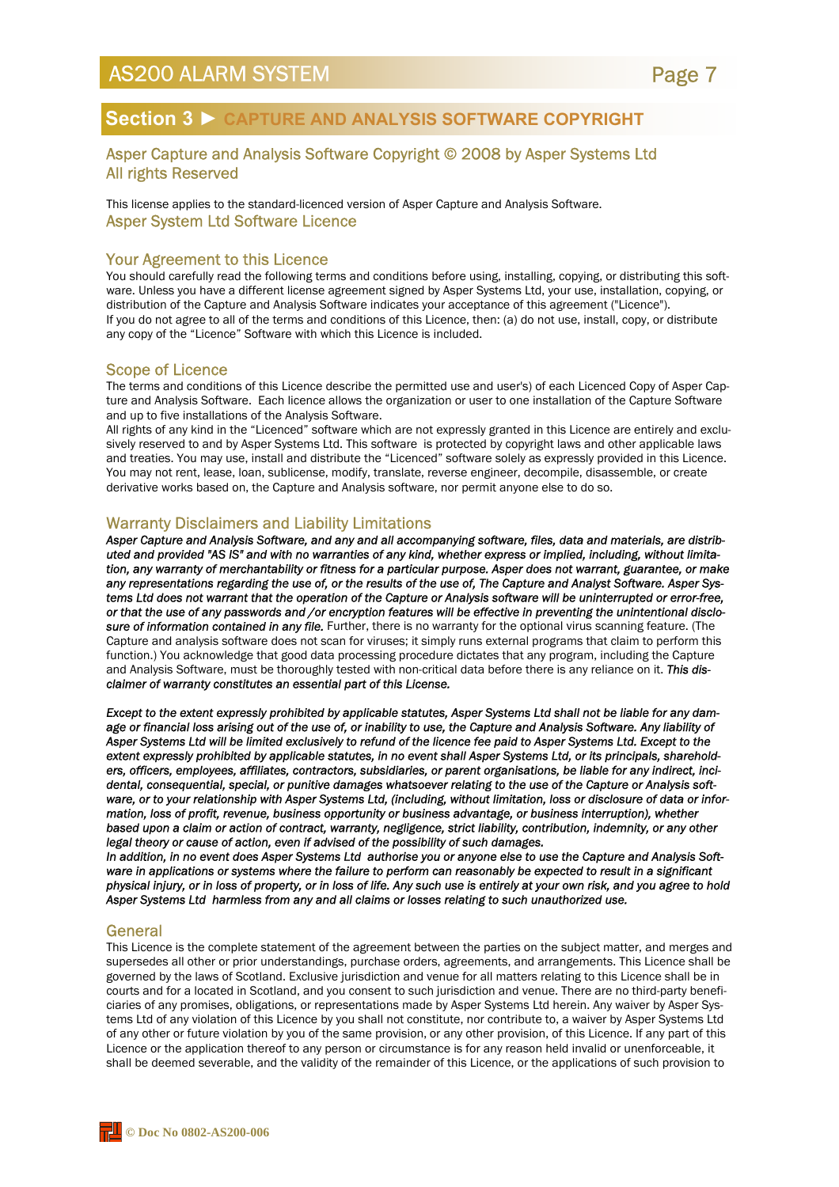## Section 3 ► CAPTURE AND ANALYSIS SOFTWARE COPYRIGHT

### Asper Capture and Analysis Software Copyright © 2008 by Asper Systems Ltd
### All rights Reserved

This license applies to the standard-licenced version of Asper Capture and Analysis Software.

### Asper System Ltd Software Licence

### Your Agreement to this Licence

You should carefully read the following terms and conditions before using, installing, copying, or distributing this software. Unless you have a different license agreement signed by Asper Systems Ltd, your use, installation, copying, or distribution of the Capture and Analysis Software indicates your acceptance of this agreement ("Licence").
If you do not agree to all of the terms and conditions of this Licence, then: (a) do not use, install, copy, or distribute any copy of the "Licence" Software with which this Licence is included.

### Scope of Licence

The terms and conditions of this Licence describe the permitted use and user's) of each Licenced Copy of Asper Capture and Analysis Software. Each licence allows the organization or user to one installation of the Capture Software and up to five installations of the Analysis Software.
All rights of any kind in the "Licenced" software which are not expressly granted in this Licence are entirely and exclusively reserved to and by Asper Systems Ltd. This software is protected by copyright laws and other applicable laws and treaties. You may use, install and distribute the "Licenced" software solely as expressly provided in this Licence. You may not rent, lease, loan, sublicense, modify, translate, reverse engineer, decompile, disassemble, or create derivative works based on, the Capture and Analysis software, nor permit anyone else to do so.

### Warranty Disclaimers and Liability Limitations

***Asper Capture and Analysis Software, and any and all accompanying software, files, data and materials, are distributed and provided "AS IS" and with no warranties of any kind, whether express or implied, including, without limitation, any warranty of merchantability or fitness for a particular purpose. Asper does not warrant, guarantee, or make any representations regarding the use of, or the results of the use of, The Capture and Analyst Software. Asper Systems Ltd does not warrant that the operation of the Capture or Analysis software will be uninterrupted or error-free, or that the use of any passwords and /or encryption features will be effective in preventing the unintentional disclosure of information contained in any file.*** Further, there is no warranty for the optional virus scanning feature. (The Capture and analysis software does not scan for viruses; it simply runs external programs that claim to perform this function.) You acknowledge that good data processing procedure dictates that any program, including the Capture and Analysis Software, must be thoroughly tested with non-critical data before there is any reliance on it. ***This disclaimer of warranty constitutes an essential part of this License.***

***Except to the extent expressly prohibited by applicable statutes, Asper Systems Ltd shall not be liable for any damage or financial loss arising out of the use of, or inability to use, the Capture and Analysis Software. Any liability of Asper Systems Ltd will be limited exclusively to refund of the licence fee paid to Asper Systems Ltd. Except to the extent expressly prohibited by applicable statutes, in no event shall Asper Systems Ltd, or its principals, shareholders, officers, employees, affiliates, contractors, subsidiaries, or parent organisations, be liable for any indirect, incidental, consequential, special, or punitive damages whatsoever relating to the use of the Capture or Analysis software, or to your relationship with Asper Systems Ltd, (including, without limitation, loss or disclosure of data or information, loss of profit, revenue, business opportunity or business advantage, or business interruption), whether based upon a claim or action of contract, warranty, negligence, strict liability, contribution, indemnity, or any other legal theory or cause of action, even if advised of the possibility of such damages.***
***In addition, in no event does Asper Systems Ltd authorise you or anyone else to use the Capture and Analysis Software in applications or systems where the failure to perform can reasonably be expected to result in a significant physical injury, or in loss of property, or in loss of life. Any such use is entirely at your own risk, and you agree to hold Asper Systems Ltd harmless from any and all claims or losses relating to such unauthorized use.***

### General

This Licence is the complete statement of the agreement between the parties on the subject matter, and merges and supersedes all other or prior understandings, purchase orders, agreements, and arrangements. This Licence shall be governed by the laws of Scotland. Exclusive jurisdiction and venue for all matters relating to this Licence shall be in courts and for a located in Scotland, and you consent to such jurisdiction and venue. There are no third-party beneficiaries of any promises, obligations, or representations made by Asper Systems Ltd herein. Any waiver by Asper Systems Ltd of any violation of this Licence by you shall not constitute, nor contribute to, a waiver by Asper Systems Ltd of any other or future violation by you of the same provision, or any other provision, of this Licence. If any part of this Licence or the application thereof to any person or circumstance is for any reason held invalid or unenforceable, it shall be deemed severable, and the validity of the remainder of this Licence, or the applications of such provision to